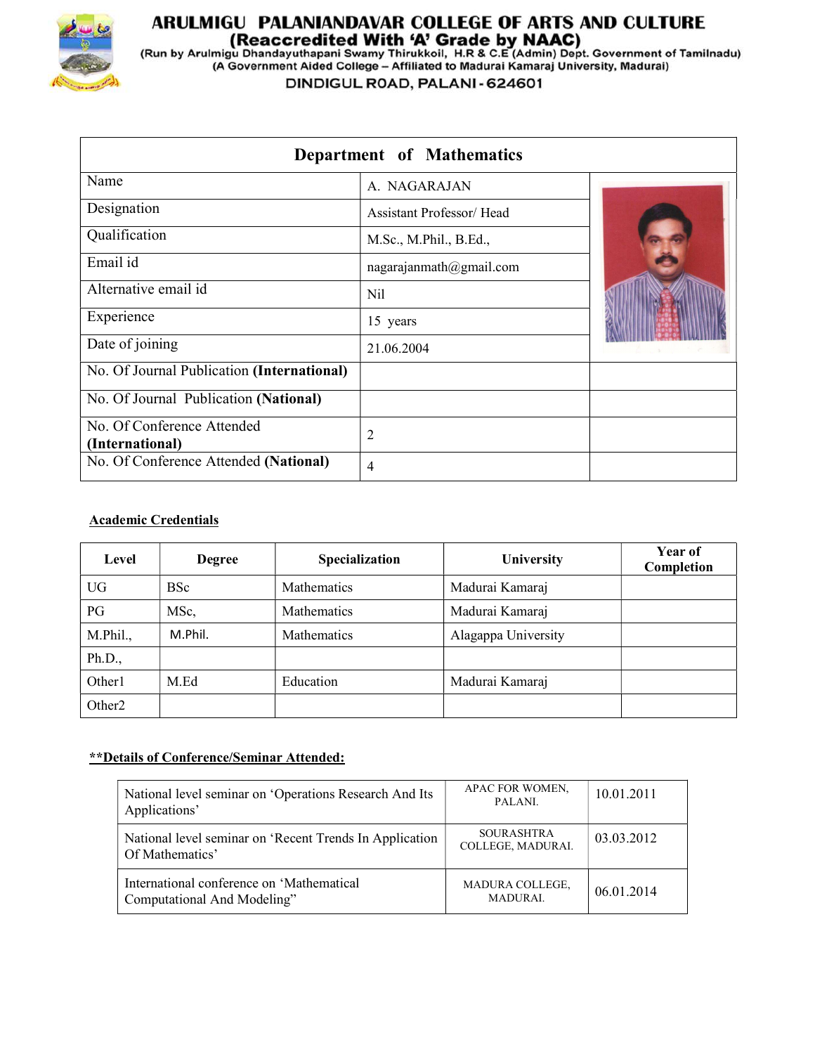# ARULMIGU PALANIANDAVAR COLLEGE OF ARTS AND CULTURE

**(Reaccredited With 'A' Grade by NAAC)**

(Run by Arulmigu Dhandayuthapani Swamy Thirukkoil, H.R & C.E (Admin) Dept. Government of Tamilnadu)

(A Government Aided College – Affiliated to Madurai Kamaraj University, Madurai)

DINDIGUL ROAD, PALANI - 624601

## Department of Mathematics

| Field | Details |
|---|---|
| Name | A. NAGARAJAN |
| Designation | Assistant Professor/ Head |
| Qualification | M.Sc., M.Phil., B.Ed., |
| Email id | nagarajanmath@gmail.com |
| Alternative email id | Nil |
| Experience | 15 years |
| Date of joining | 21.06.2004 |
| No. Of Journal Publication **(International)** | |
| No. Of Journal Publication **(National)** | |
| No. Of Conference Attended **(International)** | 2 |
| No. Of Conference Attended **(National)** | 4 |

### Academic Credentials

| Level | Degree | Specialization | University | Year of Completion |
|---|---|---|---|---|
| UG | BSc | Mathematics | Madurai Kamaraj | |
| PG | MSc, | Mathematics | Madurai Kamaraj | |
| M.Phil., | M.Phil. | Mathematics | Alagappa University | |
| Ph.D., | | | | |
| Other1 | M.Ed | Education | Madurai Kamaraj | |
| Other2 | | | | |

### **Details of Conference/Seminar Attended:

| Conference/Seminar | Venue | Date |
|---|---|---|
| National level seminar on 'Operations Research And Its Applications' | APAC FOR WOMEN, PALANI. | 10.01.2011 |
| National level seminar on 'Recent Trends In Application Of Mathematics' | SOURASHTRA COLLEGE, MADURAI. | 03.03.2012 |
| International conference on 'Mathematical Computational And Modeling" | MADURA COLLEGE, MADURAI. | 06.01.2014 |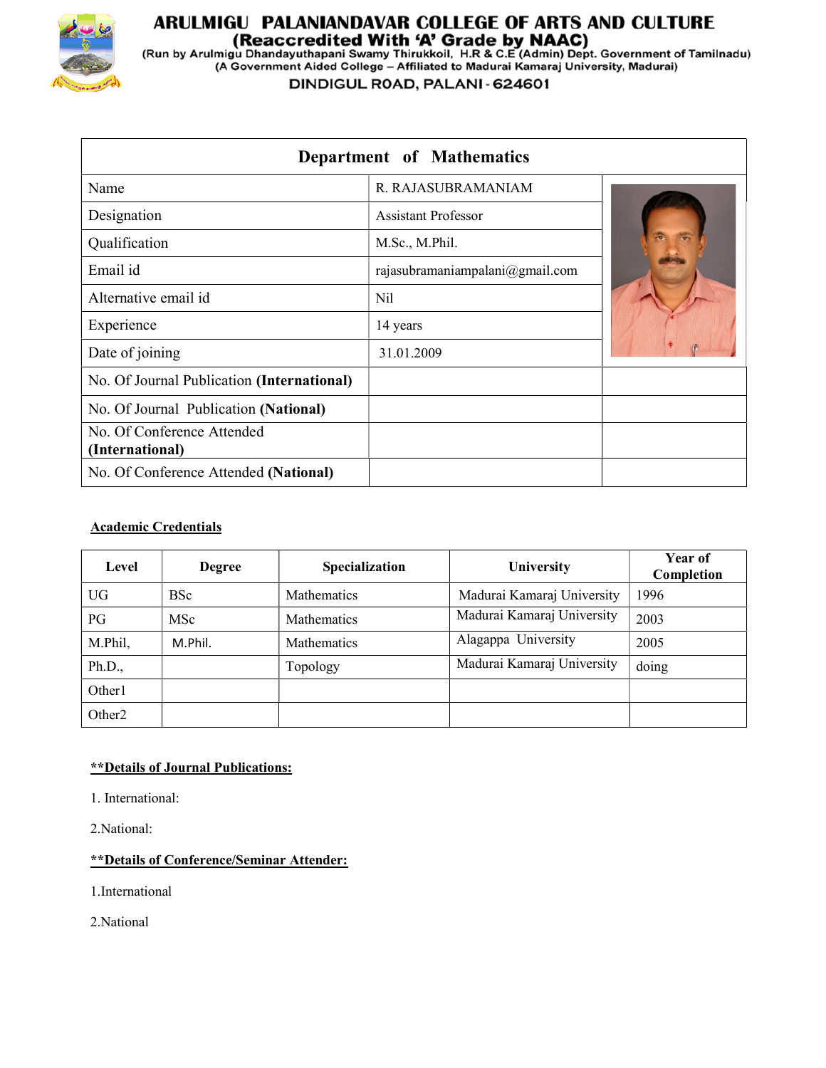# ARULMIGU PALANIANDAVAR COLLEGE OF ARTS AND CULTURE

**(Reaccredited With 'A' Grade by NAAC)**

(Run by Arulmigu Dhandayuthapani Swamy Thirukkoil, H.R & C.E (Admin) Dept. Government of Tamilnadu)
(A Government Aided College – Affiliated to Madurai Kamaraj University, Madurai)

**DINDIGUL ROAD, PALANI - 624601**

## Department of Mathematics

| | | |
|---|---|---|
| Name | R. RAJASUBRAMANIAM | |
| Designation | Assistant Professor | |
| Qualification | M.Sc., M.Phil. | |
| Email id | rajasubramaniampalani@gmail.com | |
| Alternative email id | Nil | |
| Experience | 14 years | |
| Date of joining | 31.01.2009 | |
| No. Of Journal Publication **(International)** | | |
| No. Of Journal Publication **(National)** | | |
| No. Of Conference Attended **(International)** | | |
| No. Of Conference Attended **(National)** | | |

**Academic Credentials**

| Level | Degree | Specialization | University | Year of Completion |
|---|---|---|---|---|
| UG | BSc | Mathematics | Madurai Kamaraj University | 1996 |
| PG | MSc | Mathematics | Madurai Kamaraj University | 2003 |
| M.Phil, | M.Phil. | Mathematics | Alagappa University | 2005 |
| Ph.D., | | Topology | Madurai Kamaraj University | doing |
| Other1 | | | | |
| Other2 | | | | |

**\*\*Details of Journal Publications:**

1. International:

2. National:

**\*\*Details of Conference/Seminar Attender:**

1. International

2. National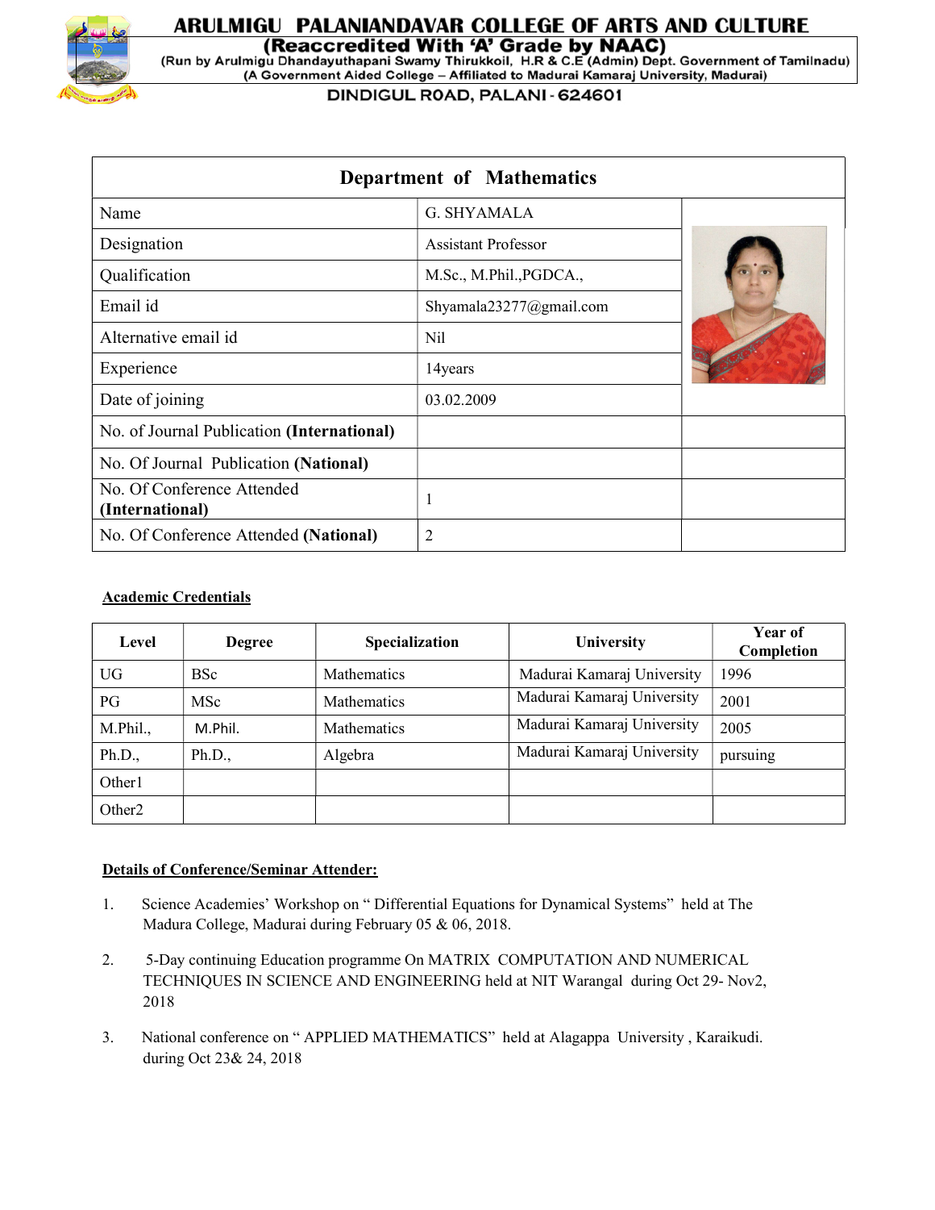# ARULMIGU PALANIANDAVAR COLLEGE OF ARTS AND CULTURE

**(Reaccredited With 'A' Grade by NAAC)**

(Run by Arulmigu Dhandayuthapani Swamy Thirukkoil, H.R & C.E (Admin) Dept. Government of Tamilnadu)

(A Government Aided College – Affiliated to Madurai Kamaraj University, Madurai)

DINDIGUL ROAD, PALANI - 624601

## Department of Mathematics

| Field | Details |
|---|---|
| Name | G. SHYAMALA |
| Designation | Assistant Professor |
| Qualification | M.Sc., M.Phil.,PGDCA., |
| Email id | Shyamala23277@gmail.com |
| Alternative email id | Nil |
| Experience | 14years |
| Date of joining | 03.02.2009 |
| No. of Journal Publication **(International)** | |
| No. Of Journal Publication **(National)** | |
| No. Of Conference Attended **(International)** | 1 |
| No. Of Conference Attended **(National)** | 2 |

**Academic Credentials**

| Level | Degree | Specialization | University | Year of Completion |
|---|---|---|---|---|
| UG | BSc | Mathematics | Madurai Kamaraj University | 1996 |
| PG | MSc | Mathematics | Madurai Kamaraj University | 2001 |
| M.Phil., | M.Phil. | Mathematics | Madurai Kamaraj University | 2005 |
| Ph.D., | Ph.D., | Algebra | Madurai Kamaraj University | pursuing |
| Other1 | | | | |
| Other2 | | | | |

**Details of Conference/Seminar Attender:**

1. Science Academies' Workshop on " Differential Equations for Dynamical Systems" held at The Madura College, Madurai during February 05 & 06, 2018.

2. 5-Day continuing Education programme On MATRIX COMPUTATION AND NUMERICAL TECHNIQUES IN SCIENCE AND ENGINEERING held at NIT Warangal during Oct 29- Nov2, 2018

3. National conference on " APPLIED MATHEMATICS" held at Alagappa University , Karaikudi. during Oct 23& 24, 2018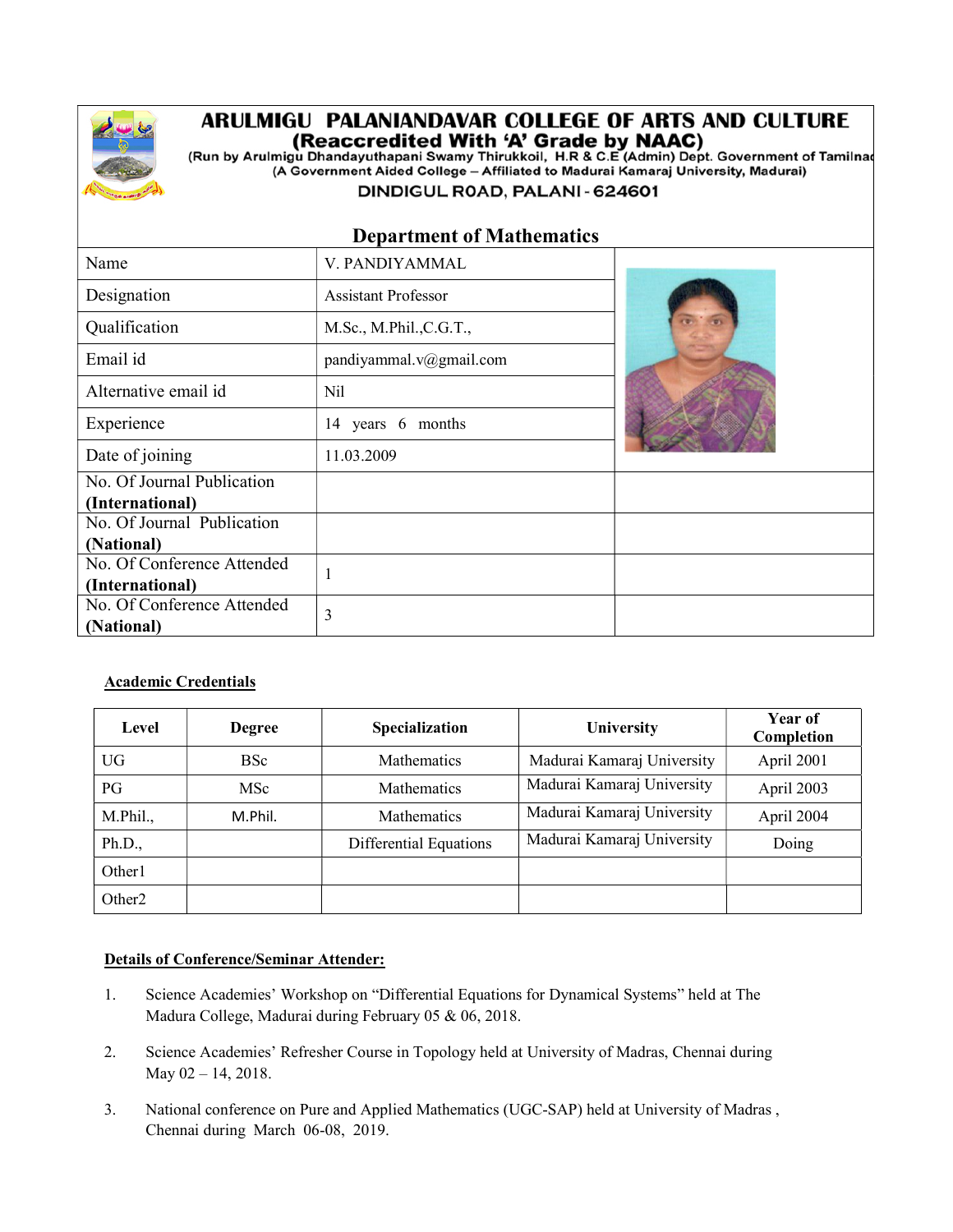# ARULMIGU PALANIANDAVAR COLLEGE OF ARTS AND CULTURE

**(Reaccredited With 'A' Grade by NAAC)**

(Run by Arulmigu Dhandayuthapani Swamy Thirukkoil, H.R & C.E (Admin) Dept. Government of Tamilnad

(A Government Aided College – Affiliated to Madurai Kamaraj University, Madurai)

DINDIGUL ROAD, PALANI - 624601

## Department of Mathematics

| | | |
|---|---|---|
| Name | V. PANDIYAMMAL | |
| Designation | Assistant Professor | |
| Qualification | M.Sc., M.Phil.,C.G.T., | |
| Email id | pandiyammal.v@gmail.com | |
| Alternative email id | Nil | |
| Experience | 14 years 6 months | |
| Date of joining | 11.03.2009 | |
| No. Of Journal Publication **(International)** | | |
| No. Of Journal Publication **(National)** | | |
| No. Of Conference Attended **(International)** | 1 | |
| No. Of Conference Attended **(National)** | 3 | |

**Academic Credentials**

| Level | Degree | Specialization | University | Year of Completion |
|---|---|---|---|---|
| UG | BSc | Mathematics | Madurai Kamaraj University | April 2001 |
| PG | MSc | Mathematics | Madurai Kamaraj University | April 2003 |
| M.Phil., | M.Phil. | Mathematics | Madurai Kamaraj University | April 2004 |
| Ph.D., | | Differential Equations | Madurai Kamaraj University | Doing |
| Other1 | | | | |
| Other2 | | | | |

**Details of Conference/Seminar Attender:**

1. Science Academies' Workshop on "Differential Equations for Dynamical Systems" held at The Madura College, Madurai during February 05 & 06, 2018.

2. Science Academies' Refresher Course in Topology held at University of Madras, Chennai during May 02 – 14, 2018.

3. National conference on Pure and Applied Mathematics (UGC-SAP) held at University of Madras , Chennai during March 06-08, 2019.